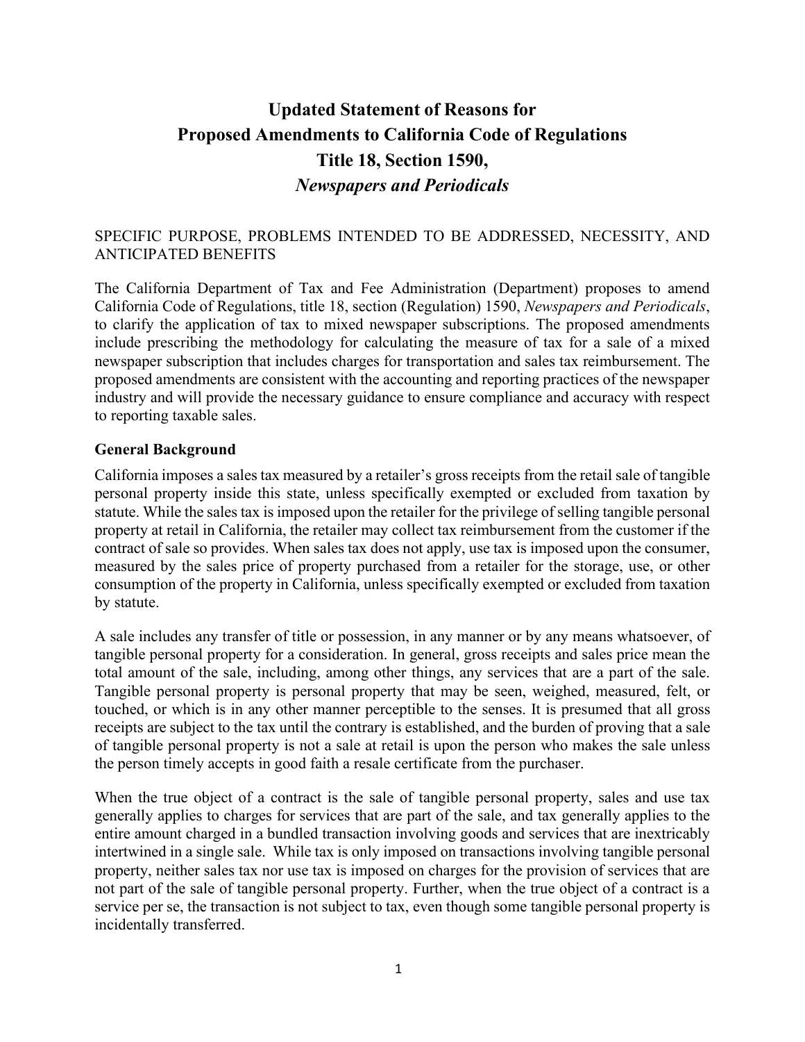# Updated Statement of Reasons for Proposed Amendments to California Code of Regulations Title 18, Section 1590, *Newspapers and Periodicals*

SPECIFIC PURPOSE, PROBLEMS INTENDED TO BE ADDRESSED, NECESSITY, AND ANTICIPATED BENEFITS

The California Department of Tax and Fee Administration (Department) proposes to amend California Code of Regulations, title 18, section (Regulation) 1590, *Newspapers and Periodicals*, to clarify the application of tax to mixed newspaper subscriptions. The proposed amendments include prescribing the methodology for calculating the measure of tax for a sale of a mixed newspaper subscription that includes charges for transportation and sales tax reimbursement. The proposed amendments are consistent with the accounting and reporting practices of the newspaper industry and will provide the necessary guidance to ensure compliance and accuracy with respect to reporting taxable sales.

**General Background**

California imposes a sales tax measured by a retailer's gross receipts from the retail sale of tangible personal property inside this state, unless specifically exempted or excluded from taxation by statute. While the sales tax is imposed upon the retailer for the privilege of selling tangible personal property at retail in California, the retailer may collect tax reimbursement from the customer if the contract of sale so provides. When sales tax does not apply, use tax is imposed upon the consumer, measured by the sales price of property purchased from a retailer for the storage, use, or other consumption of the property in California, unless specifically exempted or excluded from taxation by statute.

A sale includes any transfer of title or possession, in any manner or by any means whatsoever, of tangible personal property for a consideration. In general, gross receipts and sales price mean the total amount of the sale, including, among other things, any services that are a part of the sale. Tangible personal property is personal property that may be seen, weighed, measured, felt, or touched, or which is in any other manner perceptible to the senses. It is presumed that all gross receipts are subject to the tax until the contrary is established, and the burden of proving that a sale of tangible personal property is not a sale at retail is upon the person who makes the sale unless the person timely accepts in good faith a resale certificate from the purchaser.

When the true object of a contract is the sale of tangible personal property, sales and use tax generally applies to charges for services that are part of the sale, and tax generally applies to the entire amount charged in a bundled transaction involving goods and services that are inextricably intertwined in a single sale. While tax is only imposed on transactions involving tangible personal property, neither sales tax nor use tax is imposed on charges for the provision of services that are not part of the sale of tangible personal property. Further, when the true object of a contract is a service per se, the transaction is not subject to tax, even though some tangible personal property is incidentally transferred.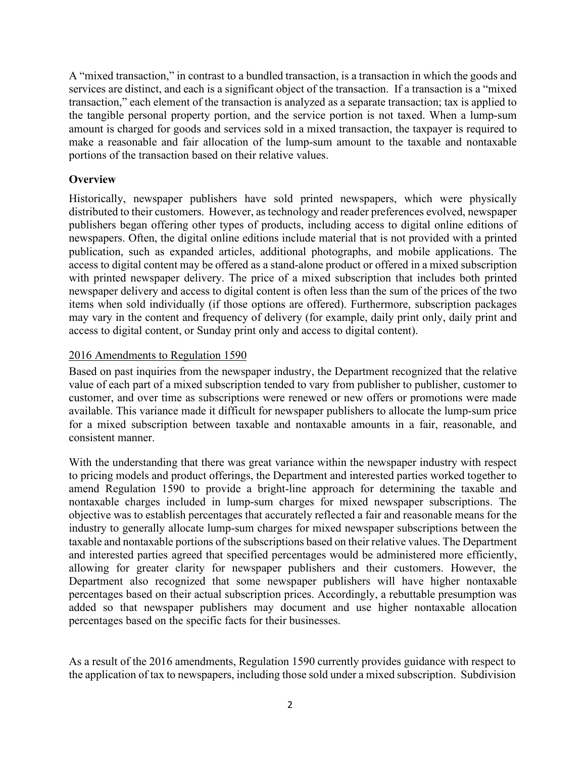A "mixed transaction," in contrast to a bundled transaction, is a transaction in which the goods and services are distinct, and each is a significant object of the transaction. If a transaction is a "mixed transaction," each element of the transaction is analyzed as a separate transaction; tax is applied to the tangible personal property portion, and the service portion is not taxed. When a lump-sum amount is charged for goods and services sold in a mixed transaction, the taxpayer is required to make a reasonable and fair allocation of the lump-sum amount to the taxable and nontaxable portions of the transaction based on their relative values.

**Overview**

Historically, newspaper publishers have sold printed newspapers, which were physically distributed to their customers. However, as technology and reader preferences evolved, newspaper publishers began offering other types of products, including access to digital online editions of newspapers. Often, the digital online editions include material that is not provided with a printed publication, such as expanded articles, additional photographs, and mobile applications. The access to digital content may be offered as a stand-alone product or offered in a mixed subscription with printed newspaper delivery. The price of a mixed subscription that includes both printed newspaper delivery and access to digital content is often less than the sum of the prices of the two items when sold individually (if those options are offered). Furthermore, subscription packages may vary in the content and frequency of delivery (for example, daily print only, daily print and access to digital content, or Sunday print only and access to digital content).

<u>2016 Amendments to Regulation 1590</u>

Based on past inquiries from the newspaper industry, the Department recognized that the relative value of each part of a mixed subscription tended to vary from publisher to publisher, customer to customer, and over time as subscriptions were renewed or new offers or promotions were made available. This variance made it difficult for newspaper publishers to allocate the lump-sum price for a mixed subscription between taxable and nontaxable amounts in a fair, reasonable, and consistent manner.

With the understanding that there was great variance within the newspaper industry with respect to pricing models and product offerings, the Department and interested parties worked together to amend Regulation 1590 to provide a bright-line approach for determining the taxable and nontaxable charges included in lump-sum charges for mixed newspaper subscriptions. The objective was to establish percentages that accurately reflected a fair and reasonable means for the industry to generally allocate lump-sum charges for mixed newspaper subscriptions between the taxable and nontaxable portions of the subscriptions based on their relative values. The Department and interested parties agreed that specified percentages would be administered more efficiently, allowing for greater clarity for newspaper publishers and their customers. However, the Department also recognized that some newspaper publishers will have higher nontaxable percentages based on their actual subscription prices. Accordingly, a rebuttable presumption was added so that newspaper publishers may document and use higher nontaxable allocation percentages based on the specific facts for their businesses.

As a result of the 2016 amendments, Regulation 1590 currently provides guidance with respect to the application of tax to newspapers, including those sold under a mixed subscription. Subdivision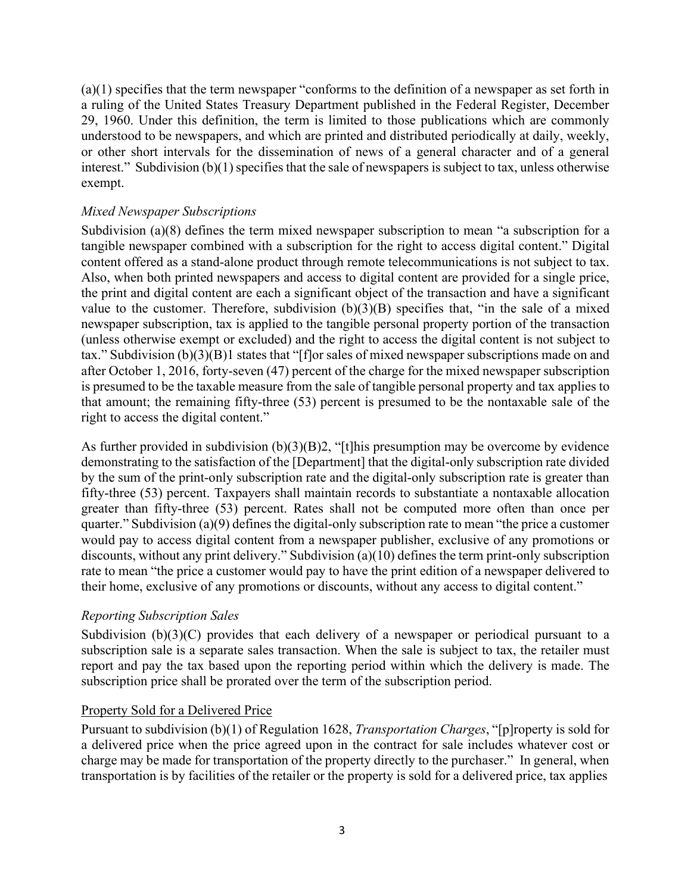(a)(1) specifies that the term newspaper "conforms to the definition of a newspaper as set forth in a ruling of the United States Treasury Department published in the Federal Register, December 29, 1960. Under this definition, the term is limited to those publications which are commonly understood to be newspapers, and which are printed and distributed periodically at daily, weekly, or other short intervals for the dissemination of news of a general character and of a general interest." Subdivision (b)(1) specifies that the sale of newspapers is subject to tax, unless otherwise exempt.

*Mixed Newspaper Subscriptions*

Subdivision (a)(8) defines the term mixed newspaper subscription to mean "a subscription for a tangible newspaper combined with a subscription for the right to access digital content." Digital content offered as a stand-alone product through remote telecommunications is not subject to tax. Also, when both printed newspapers and access to digital content are provided for a single price, the print and digital content are each a significant object of the transaction and have a significant value to the customer. Therefore, subdivision (b)(3)(B) specifies that, "in the sale of a mixed newspaper subscription, tax is applied to the tangible personal property portion of the transaction (unless otherwise exempt or excluded) and the right to access the digital content is not subject to tax." Subdivision (b)(3)(B)1 states that "[f]or sales of mixed newspaper subscriptions made on and after October 1, 2016, forty-seven (47) percent of the charge for the mixed newspaper subscription is presumed to be the taxable measure from the sale of tangible personal property and tax applies to that amount; the remaining fifty-three (53) percent is presumed to be the nontaxable sale of the right to access the digital content."

As further provided in subdivision (b)(3)(B)2, "[t]his presumption may be overcome by evidence demonstrating to the satisfaction of the [Department] that the digital-only subscription rate divided by the sum of the print-only subscription rate and the digital-only subscription rate is greater than fifty-three (53) percent. Taxpayers shall maintain records to substantiate a nontaxable allocation greater than fifty-three (53) percent. Rates shall not be computed more often than once per quarter." Subdivision (a)(9) defines the digital-only subscription rate to mean "the price a customer would pay to access digital content from a newspaper publisher, exclusive of any promotions or discounts, without any print delivery." Subdivision (a)(10) defines the term print-only subscription rate to mean "the price a customer would pay to have the print edition of a newspaper delivered to their home, exclusive of any promotions or discounts, without any access to digital content."

*Reporting Subscription Sales*

Subdivision (b)(3)(C) provides that each delivery of a newspaper or periodical pursuant to a subscription sale is a separate sales transaction. When the sale is subject to tax, the retailer must report and pay the tax based upon the reporting period within which the delivery is made. The subscription price shall be prorated over the term of the subscription period.

<u>Property Sold for a Delivered Price</u>

Pursuant to subdivision (b)(1) of Regulation 1628, *Transportation Charges*, "[p]roperty is sold for a delivered price when the price agreed upon in the contract for sale includes whatever cost or charge may be made for transportation of the property directly to the purchaser." In general, when transportation is by facilities of the retailer or the property is sold for a delivered price, tax applies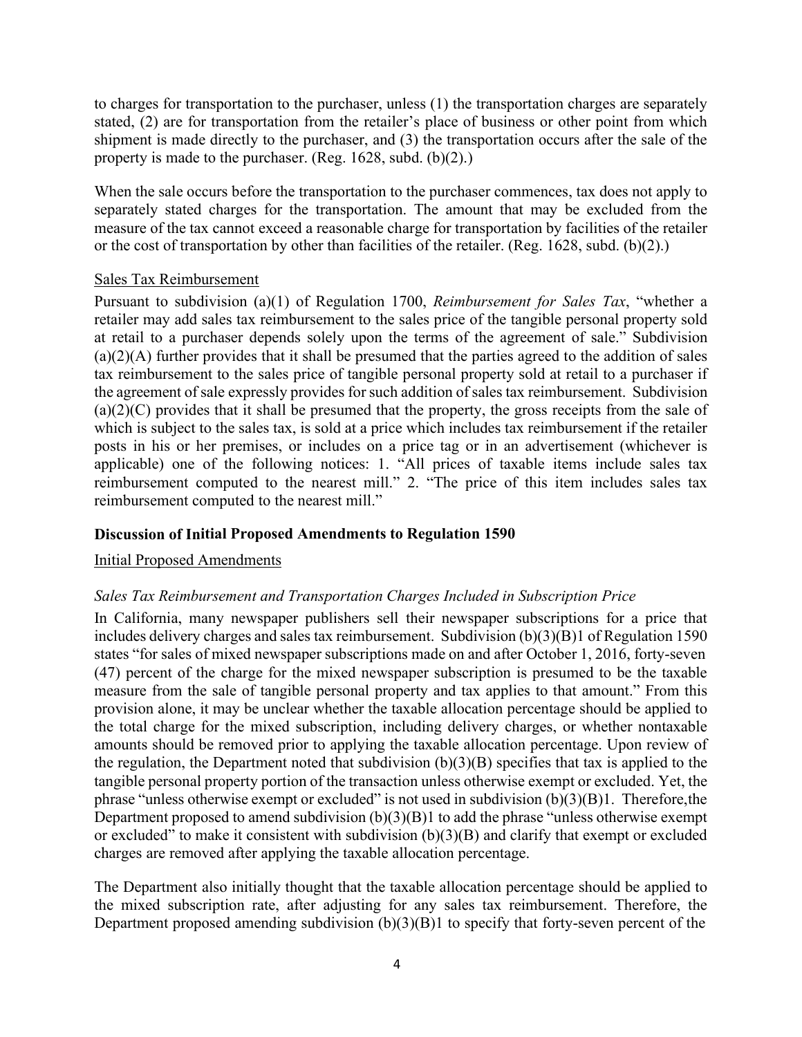to charges for transportation to the purchaser, unless (1) the transportation charges are separately stated, (2) are for transportation from the retailer's place of business or other point from which shipment is made directly to the purchaser, and (3) the transportation occurs after the sale of the property is made to the purchaser. (Reg. 1628, subd. (b)(2).)

When the sale occurs before the transportation to the purchaser commences, tax does not apply to separately stated charges for the transportation. The amount that may be excluded from the measure of the tax cannot exceed a reasonable charge for transportation by facilities of the retailer or the cost of transportation by other than facilities of the retailer. (Reg. 1628, subd. (b)(2).)

<u>Sales Tax Reimbursement</u>

Pursuant to subdivision (a)(1) of Regulation 1700, *Reimbursement for Sales Tax*, "whether a retailer may add sales tax reimbursement to the sales price of the tangible personal property sold at retail to a purchaser depends solely upon the terms of the agreement of sale." Subdivision (a)(2)(A) further provides that it shall be presumed that the parties agreed to the addition of sales tax reimbursement to the sales price of tangible personal property sold at retail to a purchaser if the agreement of sale expressly provides for such addition of sales tax reimbursement. Subdivision (a)(2)(C) provides that it shall be presumed that the property, the gross receipts from the sale of which is subject to the sales tax, is sold at a price which includes tax reimbursement if the retailer posts in his or her premises, or includes on a price tag or in an advertisement (whichever is applicable) one of the following notices: 1. "All prices of taxable items include sales tax reimbursement computed to the nearest mill." 2. "The price of this item includes sales tax reimbursement computed to the nearest mill."

**Discussion of Initial Proposed Amendments to Regulation 1590**

<u>Initial Proposed Amendments</u>

*Sales Tax Reimbursement and Transportation Charges Included in Subscription Price*

In California, many newspaper publishers sell their newspaper subscriptions for a price that includes delivery charges and sales tax reimbursement. Subdivision (b)(3)(B)1 of Regulation 1590 states "for sales of mixed newspaper subscriptions made on and after October 1, 2016, forty-seven (47) percent of the charge for the mixed newspaper subscription is presumed to be the taxable measure from the sale of tangible personal property and tax applies to that amount." From this provision alone, it may be unclear whether the taxable allocation percentage should be applied to the total charge for the mixed subscription, including delivery charges, or whether nontaxable amounts should be removed prior to applying the taxable allocation percentage. Upon review of the regulation, the Department noted that subdivision (b)(3)(B) specifies that tax is applied to the tangible personal property portion of the transaction unless otherwise exempt or excluded. Yet, the phrase "unless otherwise exempt or excluded" is not used in subdivision (b)(3)(B)1. Therefore,the Department proposed to amend subdivision (b)(3)(B)1 to add the phrase "unless otherwise exempt or excluded" to make it consistent with subdivision (b)(3)(B) and clarify that exempt or excluded charges are removed after applying the taxable allocation percentage.

The Department also initially thought that the taxable allocation percentage should be applied to the mixed subscription rate, after adjusting for any sales tax reimbursement. Therefore, the Department proposed amending subdivision (b)(3)(B)1 to specify that forty-seven percent of the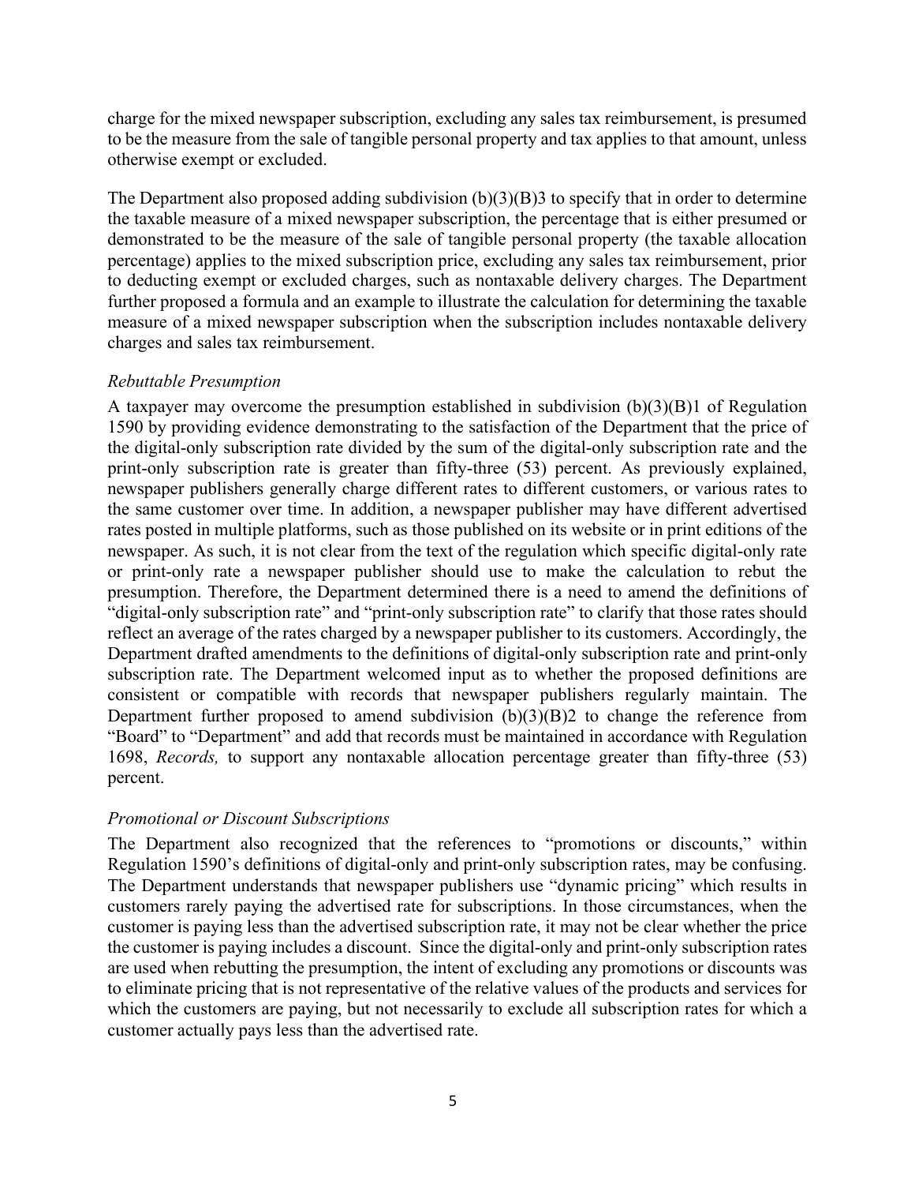charge for the mixed newspaper subscription, excluding any sales tax reimbursement, is presumed to be the measure from the sale of tangible personal property and tax applies to that amount, unless otherwise exempt or excluded.

The Department also proposed adding subdivision (b)(3)(B)3 to specify that in order to determine the taxable measure of a mixed newspaper subscription, the percentage that is either presumed or demonstrated to be the measure of the sale of tangible personal property (the taxable allocation percentage) applies to the mixed subscription price, excluding any sales tax reimbursement, prior to deducting exempt or excluded charges, such as nontaxable delivery charges. The Department further proposed a formula and an example to illustrate the calculation for determining the taxable measure of a mixed newspaper subscription when the subscription includes nontaxable delivery charges and sales tax reimbursement.

*Rebuttable Presumption*

A taxpayer may overcome the presumption established in subdivision (b)(3)(B)1 of Regulation 1590 by providing evidence demonstrating to the satisfaction of the Department that the price of the digital-only subscription rate divided by the sum of the digital-only subscription rate and the print-only subscription rate is greater than fifty-three (53) percent. As previously explained, newspaper publishers generally charge different rates to different customers, or various rates to the same customer over time. In addition, a newspaper publisher may have different advertised rates posted in multiple platforms, such as those published on its website or in print editions of the newspaper. As such, it is not clear from the text of the regulation which specific digital-only rate or print-only rate a newspaper publisher should use to make the calculation to rebut the presumption. Therefore, the Department determined there is a need to amend the definitions of "digital-only subscription rate" and "print-only subscription rate" to clarify that those rates should reflect an average of the rates charged by a newspaper publisher to its customers. Accordingly, the Department drafted amendments to the definitions of digital-only subscription rate and print-only subscription rate. The Department welcomed input as to whether the proposed definitions are consistent or compatible with records that newspaper publishers regularly maintain. The Department further proposed to amend subdivision (b)(3)(B)2 to change the reference from "Board" to "Department" and add that records must be maintained in accordance with Regulation 1698, *Records,* to support any nontaxable allocation percentage greater than fifty-three (53) percent.

*Promotional or Discount Subscriptions*

The Department also recognized that the references to "promotions or discounts," within Regulation 1590's definitions of digital-only and print-only subscription rates, may be confusing. The Department understands that newspaper publishers use "dynamic pricing" which results in customers rarely paying the advertised rate for subscriptions. In those circumstances, when the customer is paying less than the advertised subscription rate, it may not be clear whether the price the customer is paying includes a discount. Since the digital-only and print-only subscription rates are used when rebutting the presumption, the intent of excluding any promotions or discounts was to eliminate pricing that is not representative of the relative values of the products and services for which the customers are paying, but not necessarily to exclude all subscription rates for which a customer actually pays less than the advertised rate.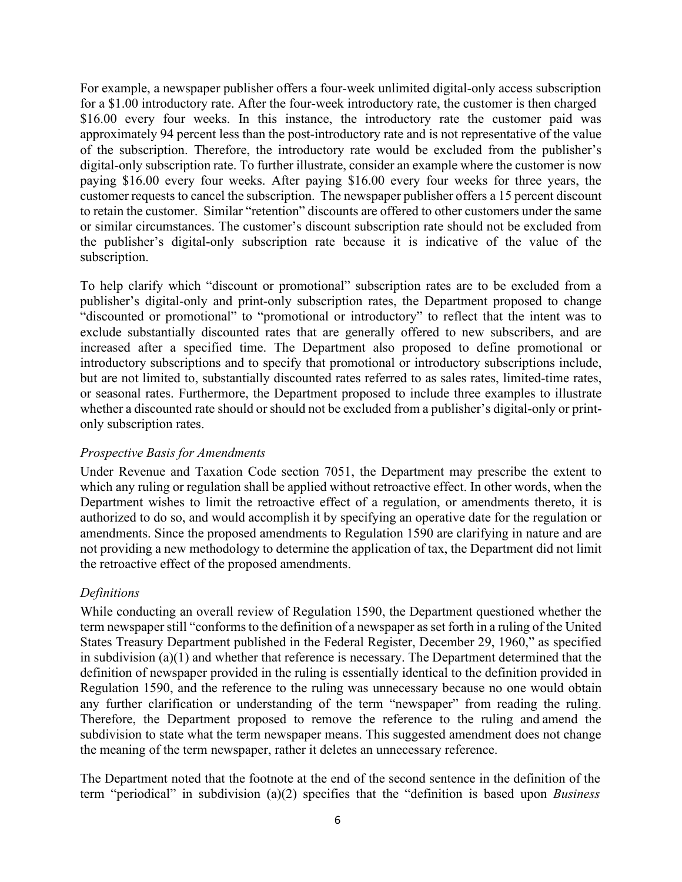For example, a newspaper publisher offers a four-week unlimited digital-only access subscription for a $1.00 introductory rate. After the four-week introductory rate, the customer is then charged $16.00 every four weeks. In this instance, the introductory rate the customer paid was approximately 94 percent less than the post-introductory rate and is not representative of the value of the subscription. Therefore, the introductory rate would be excluded from the publisher's digital-only subscription rate. To further illustrate, consider an example where the customer is now paying $16.00 every four weeks. After paying $16.00 every four weeks for three years, the customer requests to cancel the subscription. The newspaper publisher offers a 15 percent discount to retain the customer. Similar "retention" discounts are offered to other customers under the same or similar circumstances. The customer's discount subscription rate should not be excluded from the publisher's digital-only subscription rate because it is indicative of the value of the subscription.

To help clarify which "discount or promotional" subscription rates are to be excluded from a publisher's digital-only and print-only subscription rates, the Department proposed to change "discounted or promotional" to "promotional or introductory" to reflect that the intent was to exclude substantially discounted rates that are generally offered to new subscribers, and are increased after a specified time. The Department also proposed to define promotional or introductory subscriptions and to specify that promotional or introductory subscriptions include, but are not limited to, substantially discounted rates referred to as sales rates, limited-time rates, or seasonal rates. Furthermore, the Department proposed to include three examples to illustrate whether a discounted rate should or should not be excluded from a publisher's digital-only or print-only subscription rates.

*Prospective Basis for Amendments*

Under Revenue and Taxation Code section 7051, the Department may prescribe the extent to which any ruling or regulation shall be applied without retroactive effect. In other words, when the Department wishes to limit the retroactive effect of a regulation, or amendments thereto, it is authorized to do so, and would accomplish it by specifying an operative date for the regulation or amendments. Since the proposed amendments to Regulation 1590 are clarifying in nature and are not providing a new methodology to determine the application of tax, the Department did not limit the retroactive effect of the proposed amendments.

*Definitions*

While conducting an overall review of Regulation 1590, the Department questioned whether the term newspaper still "conforms to the definition of a newspaper as set forth in a ruling of the United States Treasury Department published in the Federal Register, December 29, 1960," as specified in subdivision (a)(1) and whether that reference is necessary. The Department determined that the definition of newspaper provided in the ruling is essentially identical to the definition provided in Regulation 1590, and the reference to the ruling was unnecessary because no one would obtain any further clarification or understanding of the term "newspaper" from reading the ruling. Therefore, the Department proposed to remove the reference to the ruling and amend the subdivision to state what the term newspaper means. This suggested amendment does not change the meaning of the term newspaper, rather it deletes an unnecessary reference.

The Department noted that the footnote at the end of the second sentence in the definition of the term "periodical" in subdivision (a)(2) specifies that the "definition is based upon *Business*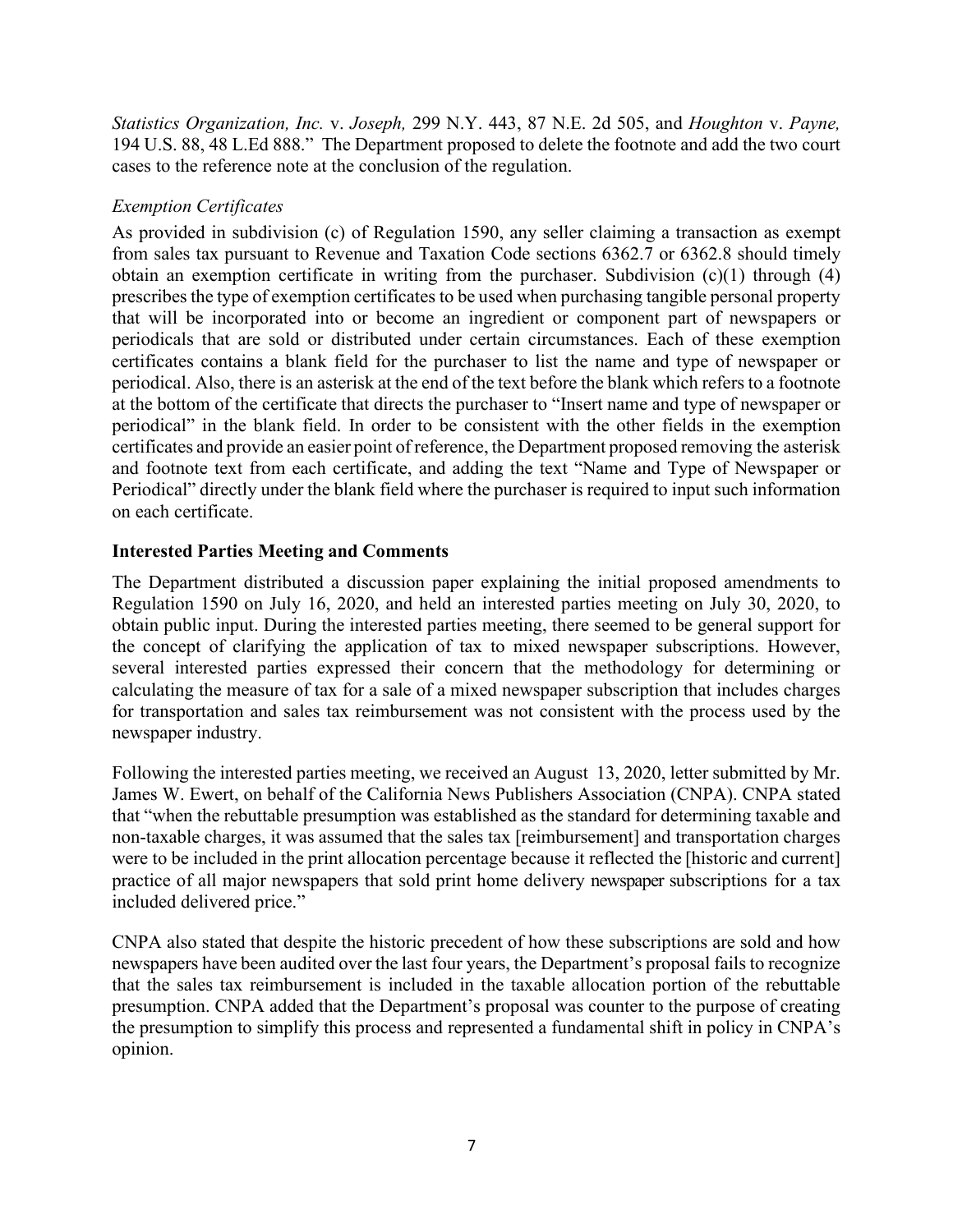*Statistics Organization, Inc.* v. *Joseph,* 299 N.Y. 443, 87 N.E. 2d 505, and *Houghton* v. *Payne,* 194 U.S. 88, 48 L.Ed 888." The Department proposed to delete the footnote and add the two court cases to the reference note at the conclusion of the regulation.

*Exemption Certificates*

As provided in subdivision (c) of Regulation 1590, any seller claiming a transaction as exempt from sales tax pursuant to Revenue and Taxation Code sections 6362.7 or 6362.8 should timely obtain an exemption certificate in writing from the purchaser. Subdivision (c)(1) through (4) prescribes the type of exemption certificates to be used when purchasing tangible personal property that will be incorporated into or become an ingredient or component part of newspapers or periodicals that are sold or distributed under certain circumstances. Each of these exemption certificates contains a blank field for the purchaser to list the name and type of newspaper or periodical. Also, there is an asterisk at the end of the text before the blank which refers to a footnote at the bottom of the certificate that directs the purchaser to "Insert name and type of newspaper or periodical" in the blank field. In order to be consistent with the other fields in the exemption certificates and provide an easier point of reference, the Department proposed removing the asterisk and footnote text from each certificate, and adding the text "Name and Type of Newspaper or Periodical" directly under the blank field where the purchaser is required to input such information on each certificate.

**Interested Parties Meeting and Comments**

The Department distributed a discussion paper explaining the initial proposed amendments to Regulation 1590 on July 16, 2020, and held an interested parties meeting on July 30, 2020, to obtain public input. During the interested parties meeting, there seemed to be general support for the concept of clarifying the application of tax to mixed newspaper subscriptions. However, several interested parties expressed their concern that the methodology for determining or calculating the measure of tax for a sale of a mixed newspaper subscription that includes charges for transportation and sales tax reimbursement was not consistent with the process used by the newspaper industry.

Following the interested parties meeting, we received an August 13, 2020, letter submitted by Mr. James W. Ewert, on behalf of the California News Publishers Association (CNPA). CNPA stated that "when the rebuttable presumption was established as the standard for determining taxable and non-taxable charges, it was assumed that the sales tax [reimbursement] and transportation charges were to be included in the print allocation percentage because it reflected the [historic and current] practice of all major newspapers that sold print home delivery newspaper subscriptions for a tax included delivered price."

CNPA also stated that despite the historic precedent of how these subscriptions are sold and how newspapers have been audited over the last four years, the Department's proposal fails to recognize that the sales tax reimbursement is included in the taxable allocation portion of the rebuttable presumption. CNPA added that the Department's proposal was counter to the purpose of creating the presumption to simplify this process and represented a fundamental shift in policy in CNPA's opinion.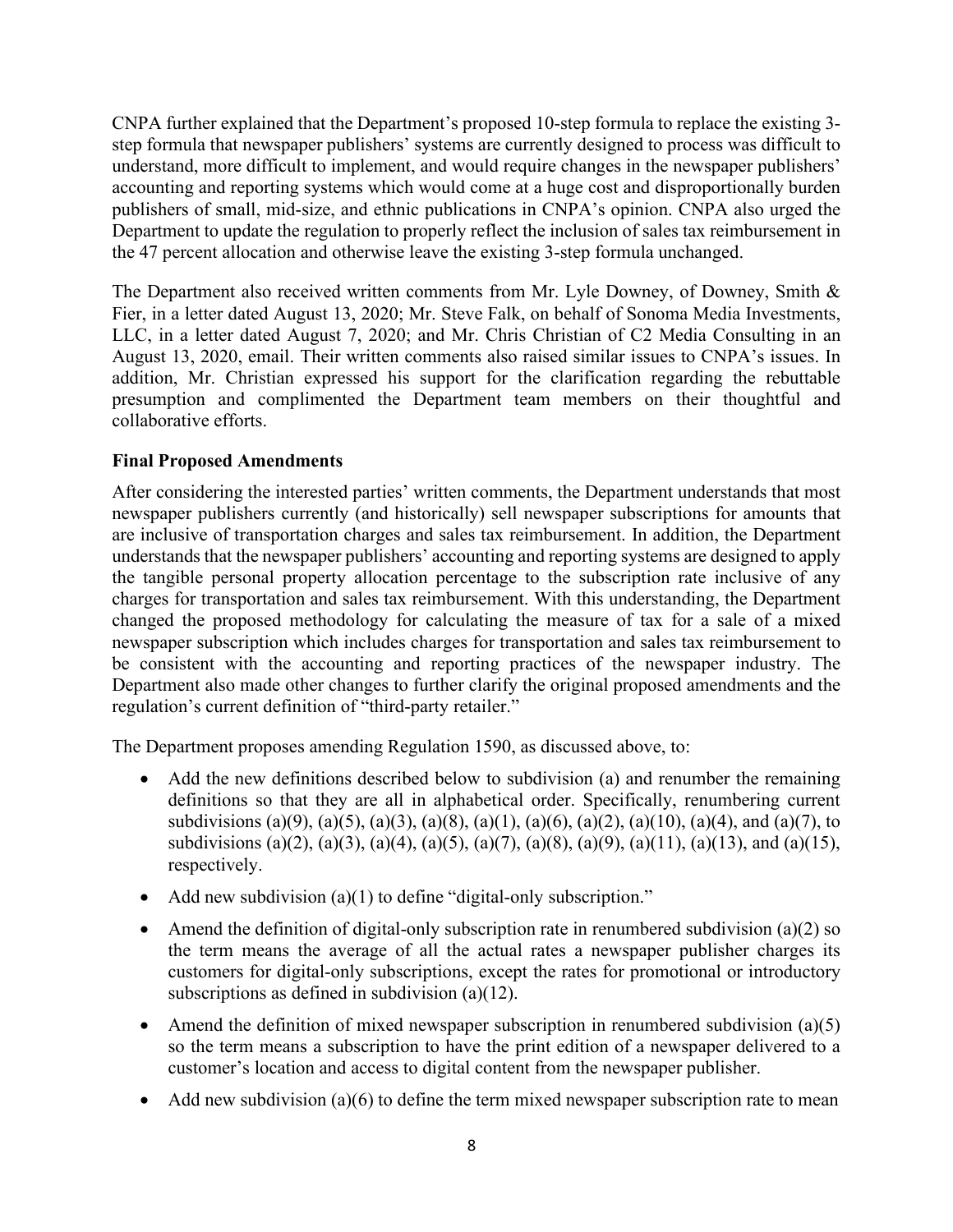CNPA further explained that the Department's proposed 10-step formula to replace the existing 3-step formula that newspaper publishers' systems are currently designed to process was difficult to understand, more difficult to implement, and would require changes in the newspaper publishers' accounting and reporting systems which would come at a huge cost and disproportionally burden publishers of small, mid-size, and ethnic publications in CNPA's opinion. CNPA also urged the Department to update the regulation to properly reflect the inclusion of sales tax reimbursement in the 47 percent allocation and otherwise leave the existing 3-step formula unchanged.

The Department also received written comments from Mr. Lyle Downey, of Downey, Smith & Fier, in a letter dated August 13, 2020; Mr. Steve Falk, on behalf of Sonoma Media Investments, LLC, in a letter dated August 7, 2020; and Mr. Chris Christian of C2 Media Consulting in an August 13, 2020, email. Their written comments also raised similar issues to CNPA's issues. In addition, Mr. Christian expressed his support for the clarification regarding the rebuttable presumption and complimented the Department team members on their thoughtful and collaborative efforts.

**Final Proposed Amendments**

After considering the interested parties' written comments, the Department understands that most newspaper publishers currently (and historically) sell newspaper subscriptions for amounts that are inclusive of transportation charges and sales tax reimbursement. In addition, the Department understands that the newspaper publishers' accounting and reporting systems are designed to apply the tangible personal property allocation percentage to the subscription rate inclusive of any charges for transportation and sales tax reimbursement. With this understanding, the Department changed the proposed methodology for calculating the measure of tax for a sale of a mixed newspaper subscription which includes charges for transportation and sales tax reimbursement to be consistent with the accounting and reporting practices of the newspaper industry. The Department also made other changes to further clarify the original proposed amendments and the regulation's current definition of "third-party retailer."

The Department proposes amending Regulation 1590, as discussed above, to:

- Add the new definitions described below to subdivision (a) and renumber the remaining definitions so that they are all in alphabetical order. Specifically, renumbering current subdivisions (a)(9), (a)(5), (a)(3), (a)(8), (a)(1), (a)(6), (a)(2), (a)(10), (a)(4), and (a)(7), to subdivisions (a)(2), (a)(3), (a)(4), (a)(5), (a)(7), (a)(8), (a)(9), (a)(11), (a)(13), and (a)(15), respectively.
- Add new subdivision (a)(1) to define "digital-only subscription."
- Amend the definition of digital-only subscription rate in renumbered subdivision (a)(2) so the term means the average of all the actual rates a newspaper publisher charges its customers for digital-only subscriptions, except the rates for promotional or introductory subscriptions as defined in subdivision (a)(12).
- Amend the definition of mixed newspaper subscription in renumbered subdivision (a)(5) so the term means a subscription to have the print edition of a newspaper delivered to a customer's location and access to digital content from the newspaper publisher.
- Add new subdivision (a)(6) to define the term mixed newspaper subscription rate to mean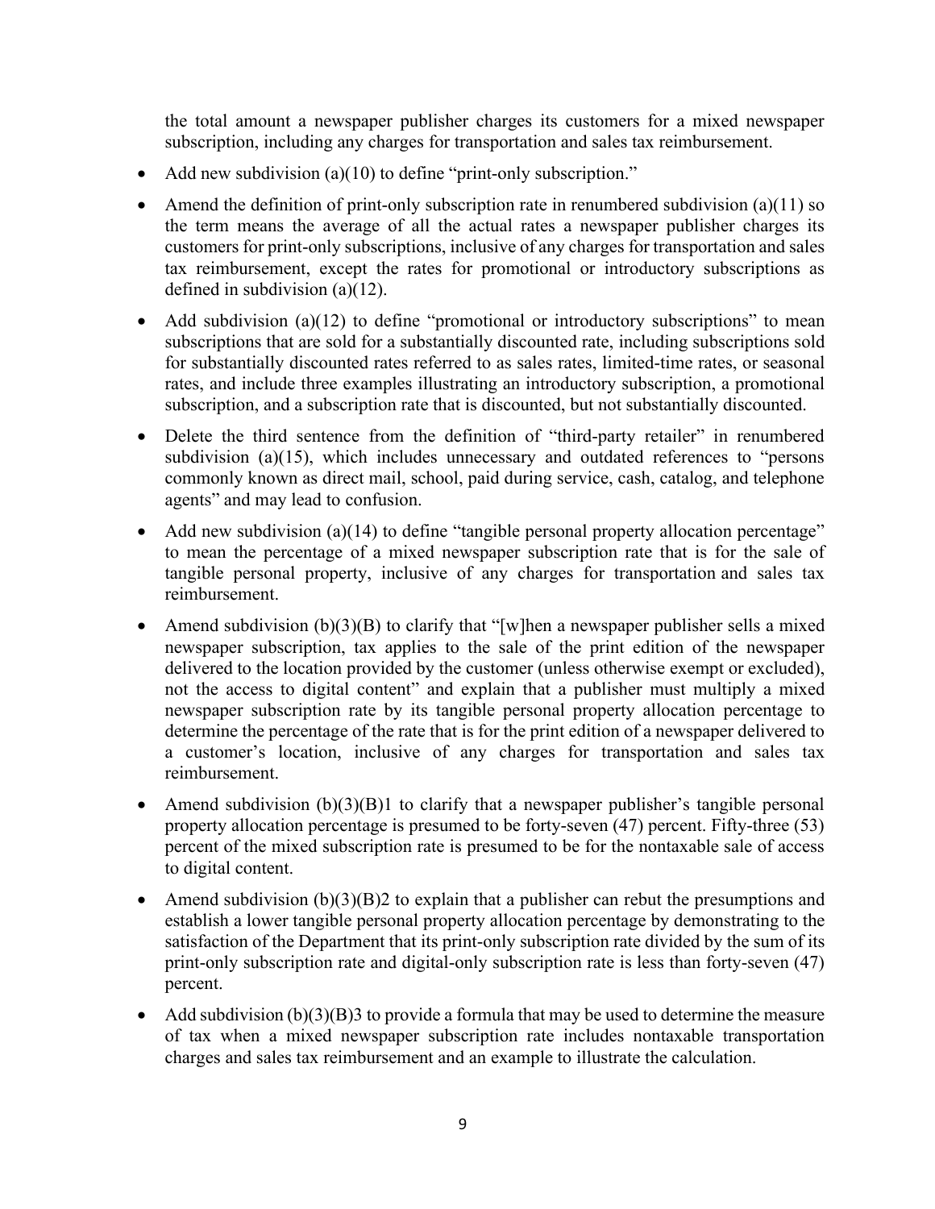the total amount a newspaper publisher charges its customers for a mixed newspaper subscription, including any charges for transportation and sales tax reimbursement.

- Add new subdivision (a)(10) to define "print-only subscription."
- Amend the definition of print-only subscription rate in renumbered subdivision (a)(11) so the term means the average of all the actual rates a newspaper publisher charges its customers for print-only subscriptions, inclusive of any charges for transportation and sales tax reimbursement, except the rates for promotional or introductory subscriptions as defined in subdivision (a)(12).
- Add subdivision (a)(12) to define "promotional or introductory subscriptions" to mean subscriptions that are sold for a substantially discounted rate, including subscriptions sold for substantially discounted rates referred to as sales rates, limited-time rates, or seasonal rates, and include three examples illustrating an introductory subscription, a promotional subscription, and a subscription rate that is discounted, but not substantially discounted.
- Delete the third sentence from the definition of "third-party retailer" in renumbered subdivision (a)(15), which includes unnecessary and outdated references to "persons commonly known as direct mail, school, paid during service, cash, catalog, and telephone agents" and may lead to confusion.
- Add new subdivision (a)(14) to define "tangible personal property allocation percentage" to mean the percentage of a mixed newspaper subscription rate that is for the sale of tangible personal property, inclusive of any charges for transportation and sales tax reimbursement.
- Amend subdivision (b)(3)(B) to clarify that "[w]hen a newspaper publisher sells a mixed newspaper subscription, tax applies to the sale of the print edition of the newspaper delivered to the location provided by the customer (unless otherwise exempt or excluded), not the access to digital content" and explain that a publisher must multiply a mixed newspaper subscription rate by its tangible personal property allocation percentage to determine the percentage of the rate that is for the print edition of a newspaper delivered to a customer's location, inclusive of any charges for transportation and sales tax reimbursement.
- Amend subdivision (b)(3)(B)1 to clarify that a newspaper publisher's tangible personal property allocation percentage is presumed to be forty-seven (47) percent. Fifty-three (53) percent of the mixed subscription rate is presumed to be for the nontaxable sale of access to digital content.
- Amend subdivision (b)(3)(B)2 to explain that a publisher can rebut the presumptions and establish a lower tangible personal property allocation percentage by demonstrating to the satisfaction of the Department that its print-only subscription rate divided by the sum of its print-only subscription rate and digital-only subscription rate is less than forty-seven (47) percent.
- Add subdivision (b)(3)(B)3 to provide a formula that may be used to determine the measure of tax when a mixed newspaper subscription rate includes nontaxable transportation charges and sales tax reimbursement and an example to illustrate the calculation.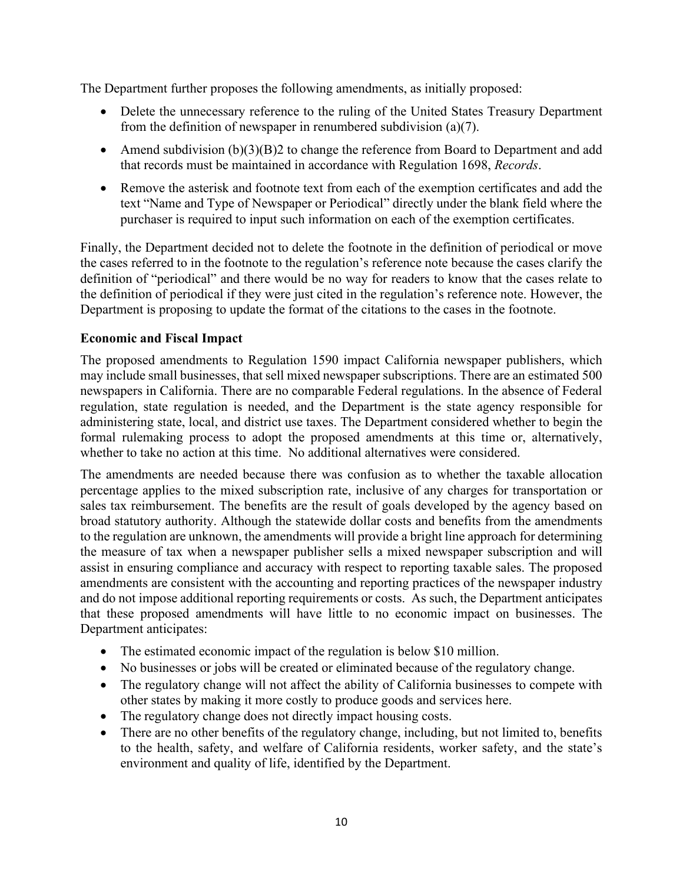The Department further proposes the following amendments, as initially proposed:

- Delete the unnecessary reference to the ruling of the United States Treasury Department from the definition of newspaper in renumbered subdivision (a)(7).
- Amend subdivision (b)(3)(B)2 to change the reference from Board to Department and add that records must be maintained in accordance with Regulation 1698, *Records*.
- Remove the asterisk and footnote text from each of the exemption certificates and add the text "Name and Type of Newspaper or Periodical" directly under the blank field where the purchaser is required to input such information on each of the exemption certificates.

Finally, the Department decided not to delete the footnote in the definition of periodical or move the cases referred to in the footnote to the regulation's reference note because the cases clarify the definition of "periodical" and there would be no way for readers to know that the cases relate to the definition of periodical if they were just cited in the regulation's reference note. However, the Department is proposing to update the format of the citations to the cases in the footnote.

**Economic and Fiscal Impact**

The proposed amendments to Regulation 1590 impact California newspaper publishers, which may include small businesses, that sell mixed newspaper subscriptions. There are an estimated 500 newspapers in California. There are no comparable Federal regulations. In the absence of Federal regulation, state regulation is needed, and the Department is the state agency responsible for administering state, local, and district use taxes. The Department considered whether to begin the formal rulemaking process to adopt the proposed amendments at this time or, alternatively, whether to take no action at this time. No additional alternatives were considered.

The amendments are needed because there was confusion as to whether the taxable allocation percentage applies to the mixed subscription rate, inclusive of any charges for transportation or sales tax reimbursement. The benefits are the result of goals developed by the agency based on broad statutory authority. Although the statewide dollar costs and benefits from the amendments to the regulation are unknown, the amendments will provide a bright line approach for determining the measure of tax when a newspaper publisher sells a mixed newspaper subscription and will assist in ensuring compliance and accuracy with respect to reporting taxable sales. The proposed amendments are consistent with the accounting and reporting practices of the newspaper industry and do not impose additional reporting requirements or costs. As such, the Department anticipates that these proposed amendments will have little to no economic impact on businesses. The Department anticipates:

- The estimated economic impact of the regulation is below $10 million.
- No businesses or jobs will be created or eliminated because of the regulatory change.
- The regulatory change will not affect the ability of California businesses to compete with other states by making it more costly to produce goods and services here.
- The regulatory change does not directly impact housing costs.
- There are no other benefits of the regulatory change, including, but not limited to, benefits to the health, safety, and welfare of California residents, worker safety, and the state's environment and quality of life, identified by the Department.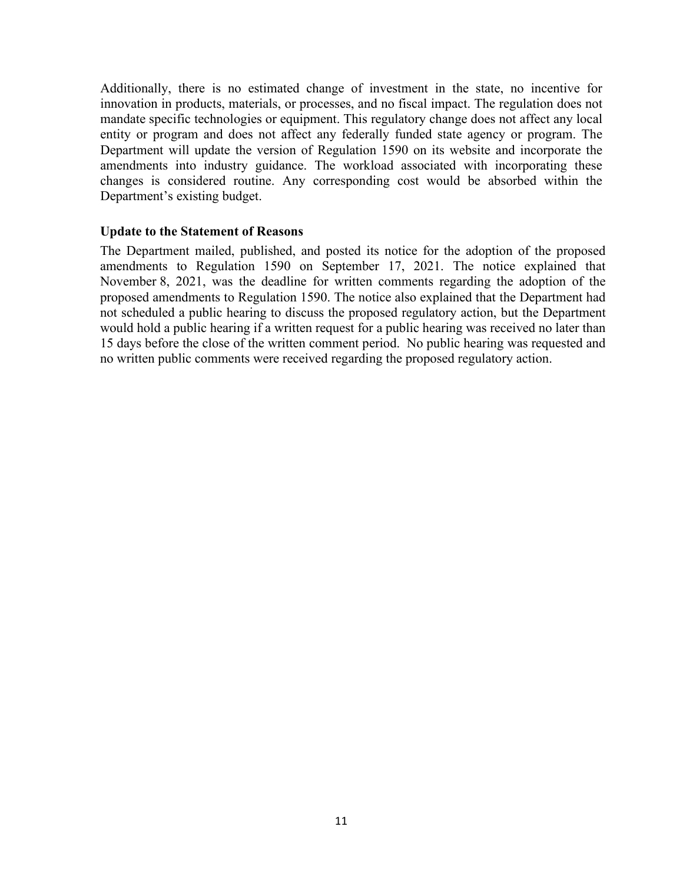Additionally, there is no estimated change of investment in the state, no incentive for innovation in products, materials, or processes, and no fiscal impact. The regulation does not mandate specific technologies or equipment. This regulatory change does not affect any local entity or program and does not affect any federally funded state agency or program. The Department will update the version of Regulation 1590 on its website and incorporate the amendments into industry guidance. The workload associated with incorporating these changes is considered routine. Any corresponding cost would be absorbed within the Department's existing budget.

### Update to the Statement of Reasons

The Department mailed, published, and posted its notice for the adoption of the proposed amendments to Regulation 1590 on September 17, 2021. The notice explained that November 8, 2021, was the deadline for written comments regarding the adoption of the proposed amendments to Regulation 1590. The notice also explained that the Department had not scheduled a public hearing to discuss the proposed regulatory action, but the Department would hold a public hearing if a written request for a public hearing was received no later than 15 days before the close of the written comment period. No public hearing was requested and no written public comments were received regarding the proposed regulatory action.